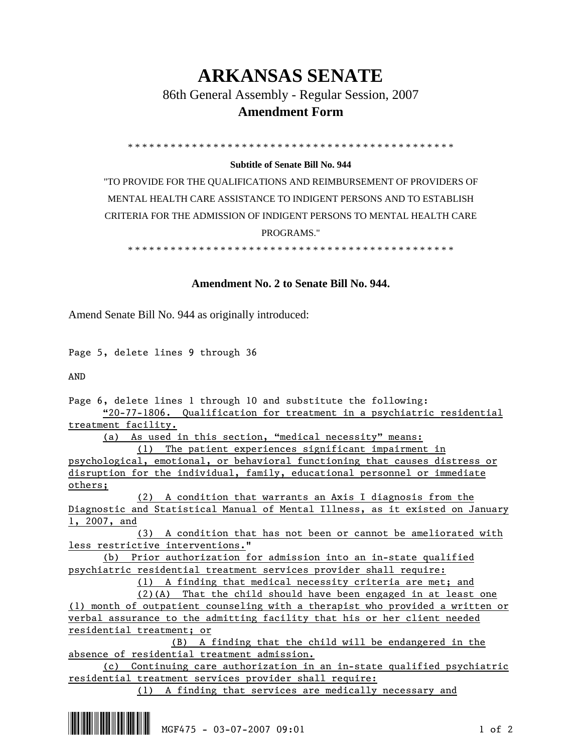# ARKANSAS SENATE

86th General Assembly - Regular Session, 2007

**Amendment Form**

\* \* \* \* \* \* \* \* \* \* \* \* \* \* \* \* \* \* \* \* \* \* \* \* \* \* \* \* \* \* \* \* \* \* \* \* \* \* \* \* \* \* \* \* \* \* \* \* \*

**Subtitle of Senate Bill No. 944**

"TO PROVIDE FOR THE QUALIFICATIONS AND REIMBURSEMENT OF PROVIDERS OF MENTAL HEALTH CARE ASSISTANCE TO INDIGENT PERSONS AND TO ESTABLISH CRITERIA FOR THE ADMISSION OF INDIGENT PERSONS TO MENTAL HEALTH CARE PROGRAMS."

\* \* \* \* \* \* \* \* \* \* \* \* \* \* \* \* \* \* \* \* \* \* \* \* \* \* \* \* \* \* \* \* \* \* \* \* \* \* \* \* \* \* \* \* \* \* \* \* \*

**Amendment No. 2 to Senate Bill No. 944.**

Amend Senate Bill No. 944 as originally introduced:

Page 5, delete lines 9 through 36

AND

Page 6, delete lines 1 through 10 and substitute the following:

"20-77-1806. Qualification for treatment in a psychiatric residential treatment facility.

(a) As used in this section, "medical necessity" means:

(1) The patient experiences significant impairment in psychological, emotional, or behavioral functioning that causes distress or disruption for the individual, family, educational personnel or immediate others;

(2) A condition that warrants an Axis I diagnosis from the Diagnostic and Statistical Manual of Mental Illness, as it existed on January 1, 2007, and

(3) A condition that has not been or cannot be ameliorated with less restrictive interventions."

(b) Prior authorization for admission into an in-state qualified psychiatric residential treatment services provider shall require:

(1) A finding that medical necessity criteria are met; and

(2)(A) That the child should have been engaged in at least one (1) month of outpatient counseling with a therapist who provided a written or verbal assurance to the admitting facility that his or her client needed residential treatment; or

(B) A finding that the child will be endangered in the absence of residential treatment admission.

(c) Continuing care authorization in an in-state qualified psychiatric residential treatment services provider shall require:

(1) A finding that services are medically necessary and

MGF475 - 03-07-2007 09:01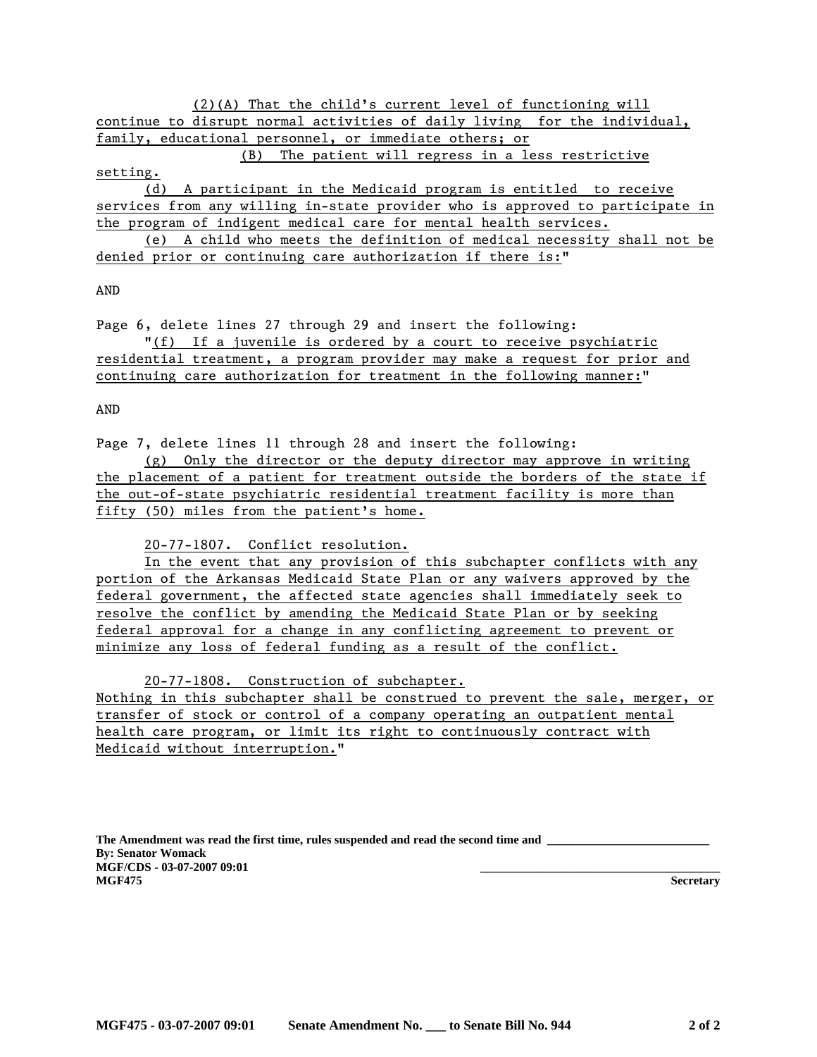(2)(A) That the child's current level of functioning will continue to disrupt normal activities of daily living for the individual, family, educational personnel, or immediate others; or

(B) The patient will regress in a less restrictive setting.

(d) A participant in the Medicaid program is entitled to receive services from any willing in-state provider who is approved to participate in the program of indigent medical care for mental health services.

(e) A child who meets the definition of medical necessity shall not be denied prior or continuing care authorization if there is:"

AND

Page 6, delete lines 27 through 29 and insert the following:

"(f) If a juvenile is ordered by a court to receive psychiatric residential treatment, a program provider may make a request for prior and continuing care authorization for treatment in the following manner:"

AND

Page 7, delete lines 11 through 28 and insert the following:

(g) Only the director or the deputy director may approve in writing the placement of a patient for treatment outside the borders of the state if the out-of-state psychiatric residential treatment facility is more than fifty (50) miles from the patient's home.

20-77-1807. Conflict resolution.

In the event that any provision of this subchapter conflicts with any portion of the Arkansas Medicaid State Plan or any waivers approved by the federal government, the affected state agencies shall immediately seek to resolve the conflict by amending the Medicaid State Plan or by seeking federal approval for a change in any conflicting agreement to prevent or minimize any loss of federal funding as a result of the conflict.

20-77-1808. Construction of subchapter.

Nothing in this subchapter shall be construed to prevent the sale, merger, or transfer of stock or control of a company operating an outpatient mental health care program, or limit its right to continuously contract with Medicaid without interruption."

**The Amendment was read the first time, rules suspended and read the second time and** ________________________
**By: Senator Womack**
**MGF/CDS - 03-07-2007 09:01** ________________________________
**MGF475** **Secretary**